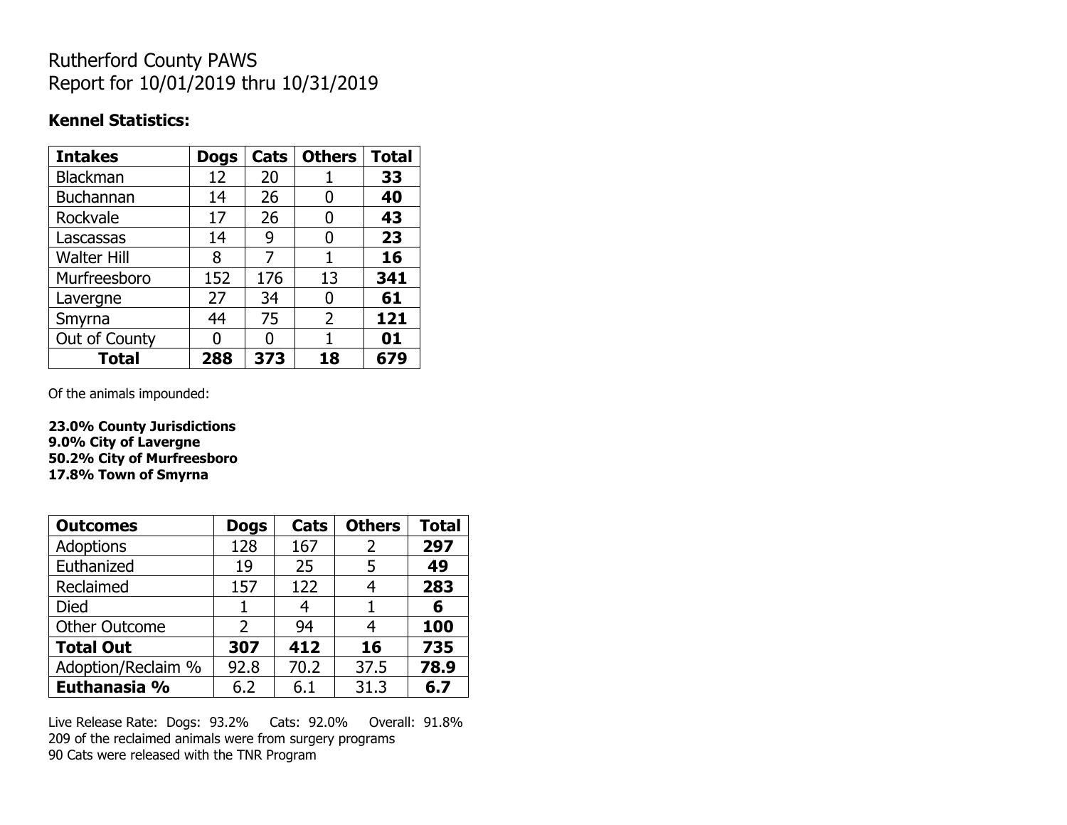# Rutherford County PAWS
# Report for 10/01/2019 thru 10/31/2019

**Kennel Statistics:**

| **Intakes** | **Dogs** | **Cats** | **Others** | **Total** |
|---|---|---|---|---|
| Blackman | 12 | 20 | 1 | **33** |
| Buchannan | 14 | 26 | 0 | **40** |
| Rockvale | 17 | 26 | 0 | **43** |
| Lascassas | 14 | 9 | 0 | **23** |
| Walter Hill | 8 | 7 | 1 | **16** |
| Murfreesboro | 152 | 176 | 13 | **341** |
| Lavergne | 27 | 34 | 0 | **61** |
| Smyrna | 44 | 75 | 2 | **121** |
| Out of County | 0 | 0 | 1 | **01** |
| **Total** | **288** | **373** | **18** | **679** |

Of the animals impounded:

**23.0% County Jurisdictions**
**9.0% City of Lavergne**
**50.2% City of Murfreesboro**
**17.8% Town of Smyrna**

| **Outcomes** | **Dogs** | **Cats** | **Others** | **Total** |
|---|---|---|---|---|
| Adoptions | 128 | 167 | 2 | **297** |
| Euthanized | 19 | 25 | 5 | **49** |
| Reclaimed | 157 | 122 | 4 | **283** |
| Died | 1 | 4 | 1 | **6** |
| Other Outcome | 2 | 94 | 4 | **100** |
| **Total Out** | **307** | **412** | **16** | **735** |
| Adoption/Reclaim % | 92.8 | 70.2 | 37.5 | **78.9** |
| **Euthanasia %** | 6.2 | 6.1 | 31.3 | **6.7** |

Live Release Rate: Dogs: 93.2% Cats: 92.0% Overall: 91.8%
209 of the reclaimed animals were from surgery programs
90 Cats were released with the TNR Program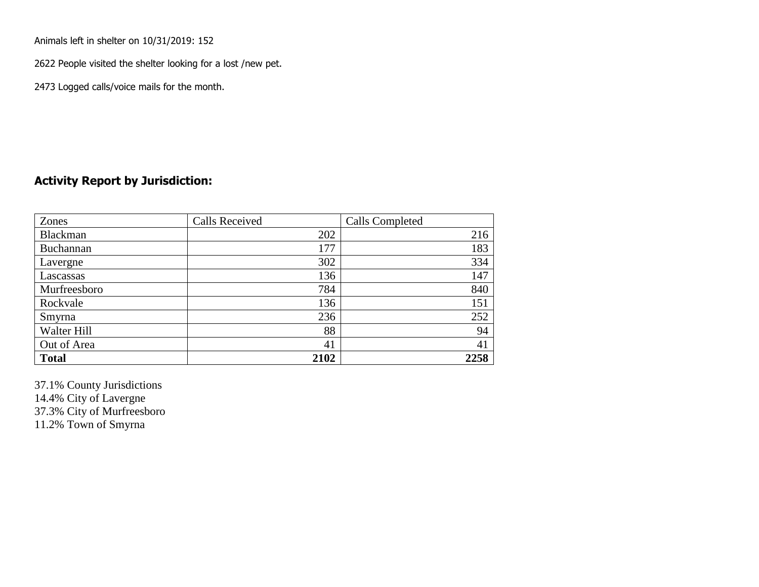Animals left in shelter on 10/31/2019: 152

2622 People visited the shelter looking for a lost /new pet.

2473 Logged calls/voice mails for the month.

## Activity Report by Jurisdiction:

| Zones | Calls Received | Calls Completed |
|---|---|---|
| Blackman | 202 | 216 |
| Buchannan | 177 | 183 |
| Lavergne | 302 | 334 |
| Lascassas | 136 | 147 |
| Murfreesboro | 784 | 840 |
| Rockvale | 136 | 151 |
| Smyrna | 236 | 252 |
| Walter Hill | 88 | 94 |
| Out of Area | 41 | 41 |
| **Total** | **2102** | **2258** |

37.1% County Jurisdictions
14.4% City of Lavergne
37.3% City of Murfreesboro
11.2% Town of Smyrna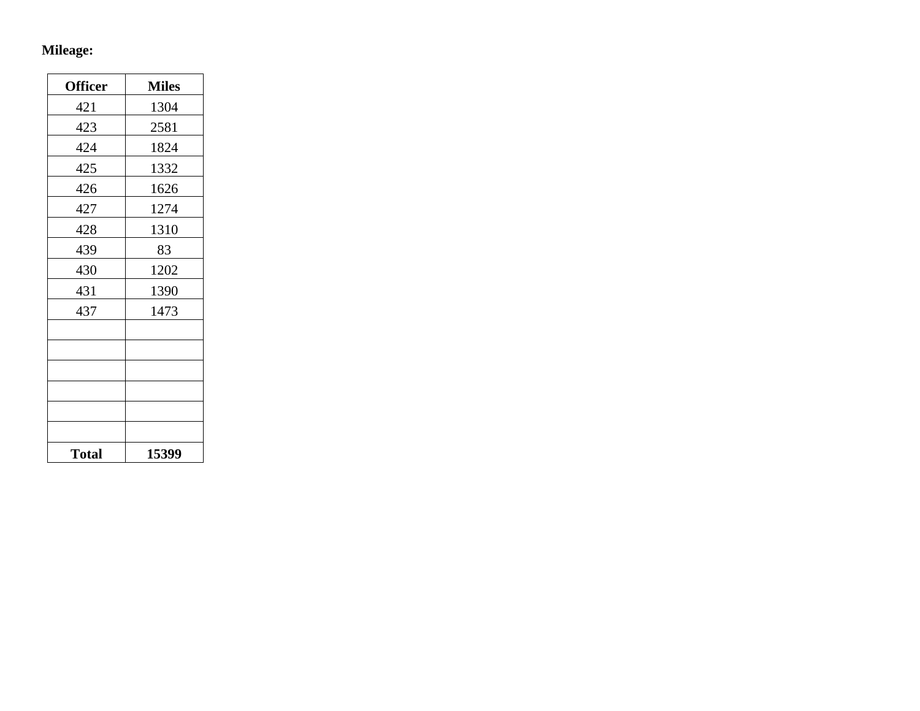**Mileage:**

| Officer | Miles |
|---|---|
| 421 | 1304 |
| 423 | 2581 |
| 424 | 1824 |
| 425 | 1332 |
| 426 | 1626 |
| 427 | 1274 |
| 428 | 1310 |
| 439 | 83 |
| 430 | 1202 |
| 431 | 1390 |
| 437 | 1473 |
| | |
| | |
| | |
| | |
| | |
| | |
| **Total** | **15399** |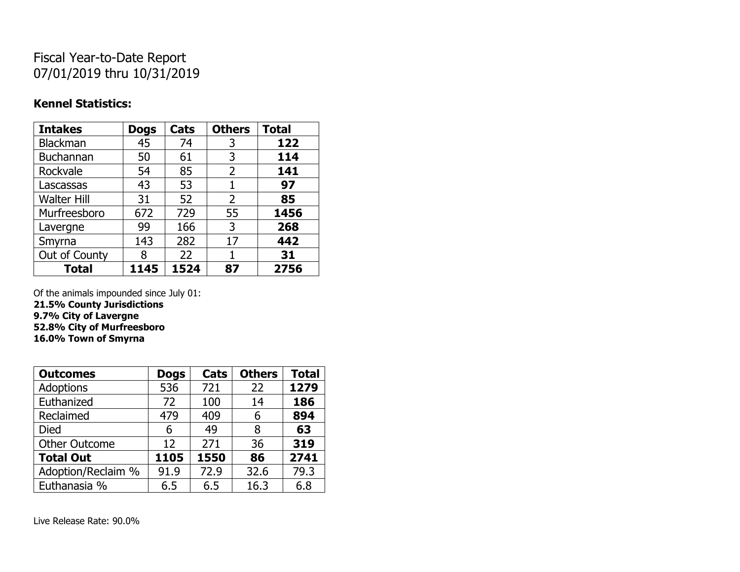# Fiscal Year-to-Date Report
07/01/2019 thru 10/31/2019

**Kennel Statistics:**

| Intakes | Dogs | Cats | Others | Total |
|---|---|---|---|---|
| Blackman | 45 | 74 | 3 | **122** |
| Buchannan | 50 | 61 | 3 | **114** |
| Rockvale | 54 | 85 | 2 | **141** |
| Lascassas | 43 | 53 | 1 | **97** |
| Walter Hill | 31 | 52 | 2 | **85** |
| Murfreesboro | 672 | 729 | 55 | **1456** |
| Lavergne | 99 | 166 | 3 | **268** |
| Smyrna | 143 | 282 | 17 | **442** |
| Out of County | 8 | 22 | 1 | **31** |
| **Total** | **1145** | **1524** | **87** | **2756** |

Of the animals impounded since July 01:
**21.5% County Jurisdictions**
**9.7% City of Lavergne**
**52.8% City of Murfreesboro**
**16.0% Town of Smyrna**

| Outcomes | Dogs | Cats | Others | Total |
|---|---|---|---|---|
| Adoptions | 536 | 721 | 22 | **1279** |
| Euthanized | 72 | 100 | 14 | **186** |
| Reclaimed | 479 | 409 | 6 | **894** |
| Died | 6 | 49 | 8 | **63** |
| Other Outcome | 12 | 271 | 36 | **319** |
| **Total Out** | **1105** | **1550** | **86** | **2741** |
| Adoption/Reclaim % | 91.9 | 72.9 | 32.6 | 79.3 |
| Euthanasia % | 6.5 | 6.5 | 16.3 | 6.8 |

Live Release Rate: 90.0%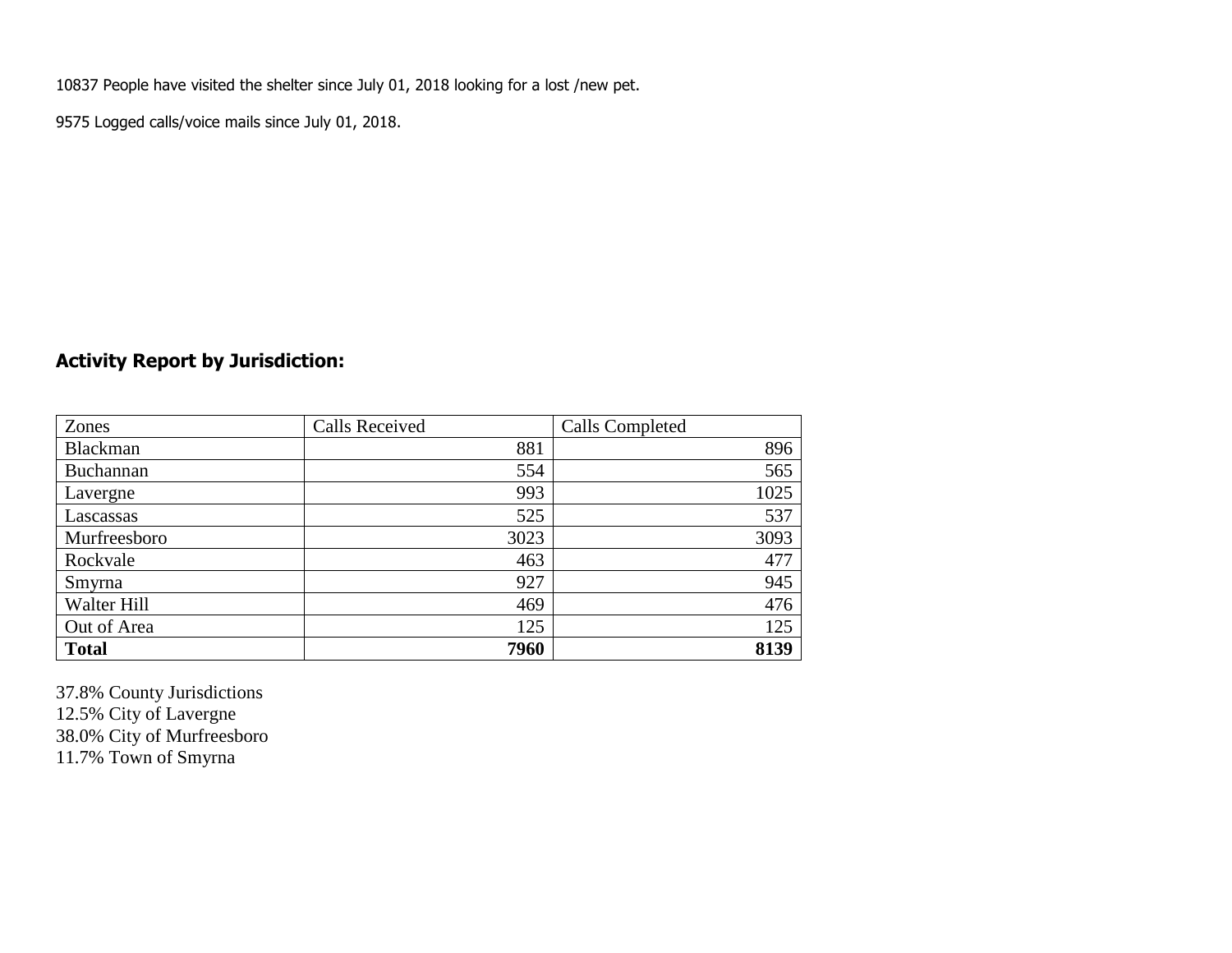10837 People have visited the shelter since July 01, 2018 looking for a lost /new pet.

9575 Logged calls/voice mails since July 01, 2018.

## Activity Report by Jurisdiction:

| Zones | Calls Received | Calls Completed |
|---|---|---|
| Blackman | 881 | 896 |
| Buchannan | 554 | 565 |
| Lavergne | 993 | 1025 |
| Lascassas | 525 | 537 |
| Murfreesboro | 3023 | 3093 |
| Rockvale | 463 | 477 |
| Smyrna | 927 | 945 |
| Walter Hill | 469 | 476 |
| Out of Area | 125 | 125 |
| **Total** | **7960** | **8139** |

37.8% County Jurisdictions  
12.5% City of Lavergne  
38.0% City of Murfreesboro  
11.7% Town of Smyrna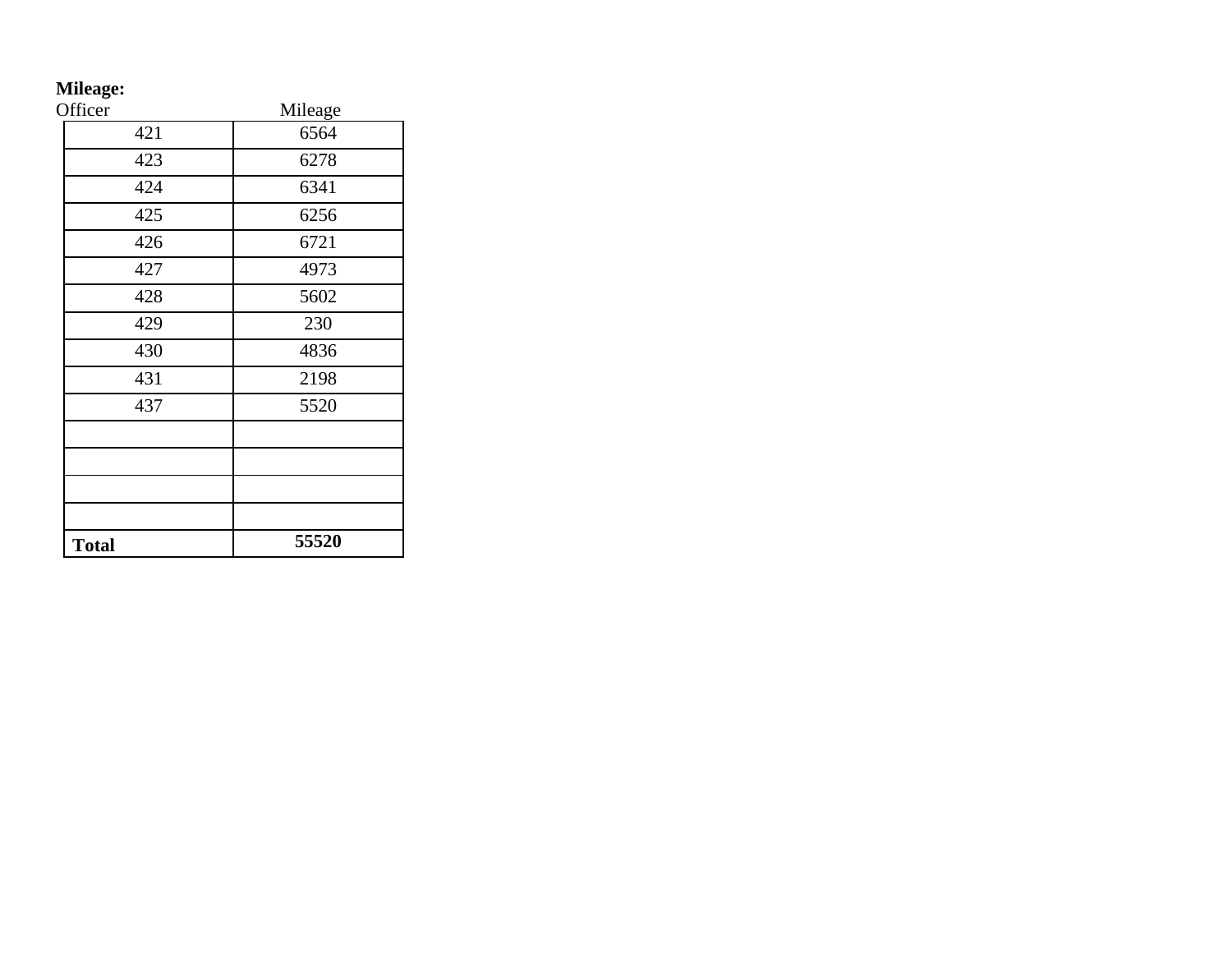**Mileage:**

| Officer | Mileage |
|---|---|
| 421 | 6564 |
| 423 | 6278 |
| 424 | 6341 |
| 425 | 6256 |
| 426 | 6721 |
| 427 | 4973 |
| 428 | 5602 |
| 429 | 230 |
| 430 | 4836 |
| 431 | 2198 |
| 437 | 5520 |
| | |
| | |
| | |
| | |
| **Total** | **55520** |